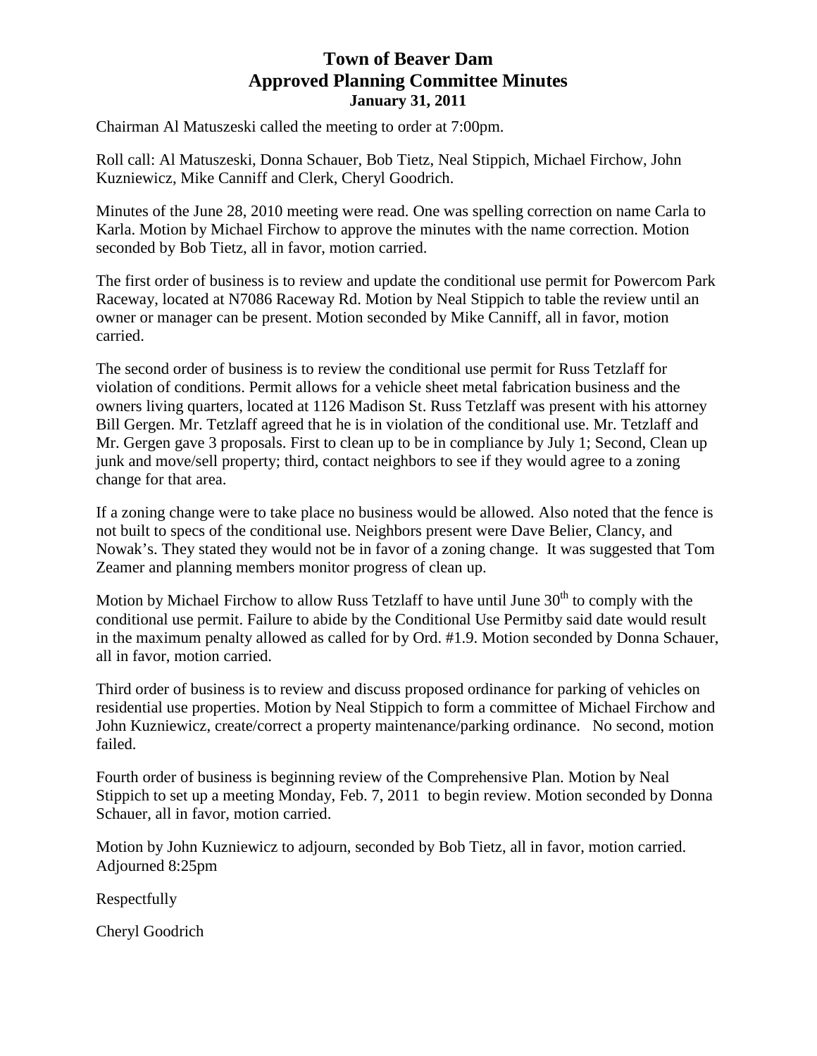# Town of Beaver Dam
## Approved Planning Committee Minutes
### January 31, 2011

Chairman Al Matuszeski called the meeting to order at 7:00pm.

Roll call: Al Matuszeski, Donna Schauer, Bob Tietz, Neal Stippich, Michael Firchow, John Kuzniewicz, Mike Canniff and Clerk, Cheryl Goodrich.

Minutes of the June 28, 2010 meeting were read. One was spelling correction on name Carla to Karla. Motion by Michael Firchow to approve the minutes with the name correction. Motion seconded by Bob Tietz, all in favor, motion carried.

The first order of business is to review and update the conditional use permit for Powercom Park Raceway, located at N7086 Raceway Rd. Motion by Neal Stippich to table the review until an owner or manager can be present. Motion seconded by Mike Canniff, all in favor, motion carried.

The second order of business is to review the conditional use permit for Russ Tetzlaff for violation of conditions. Permit allows for a vehicle sheet metal fabrication business and the owners living quarters, located at 1126 Madison St. Russ Tetzlaff was present with his attorney Bill Gergen. Mr. Tetzlaff agreed that he is in violation of the conditional use. Mr. Tetzlaff and Mr. Gergen gave 3 proposals. First to clean up to be in compliance by July 1; Second, Clean up junk and move/sell property; third, contact neighbors to see if they would agree to a zoning change for that area.

If a zoning change were to take place no business would be allowed. Also noted that the fence is not built to specs of the conditional use. Neighbors present were Dave Belier, Clancy, and Nowak's. They stated they would not be in favor of a zoning change. It was suggested that Tom Zeamer and planning members monitor progress of clean up.

Motion by Michael Firchow to allow Russ Tetzlaff to have until June 30th to comply with the conditional use permit. Failure to abide by the Conditional Use Permitby said date would result in the maximum penalty allowed as called for by Ord. #1.9. Motion seconded by Donna Schauer, all in favor, motion carried.

Third order of business is to review and discuss proposed ordinance for parking of vehicles on residential use properties. Motion by Neal Stippich to form a committee of Michael Firchow and John Kuzniewicz, create/correct a property maintenance/parking ordinance. No second, motion failed.

Fourth order of business is beginning review of the Comprehensive Plan. Motion by Neal Stippich to set up a meeting Monday, Feb. 7, 2011 to begin review. Motion seconded by Donna Schauer, all in favor, motion carried.

Motion by John Kuzniewicz to adjourn, seconded by Bob Tietz, all in favor, motion carried. Adjourned 8:25pm

Respectfully

Cheryl Goodrich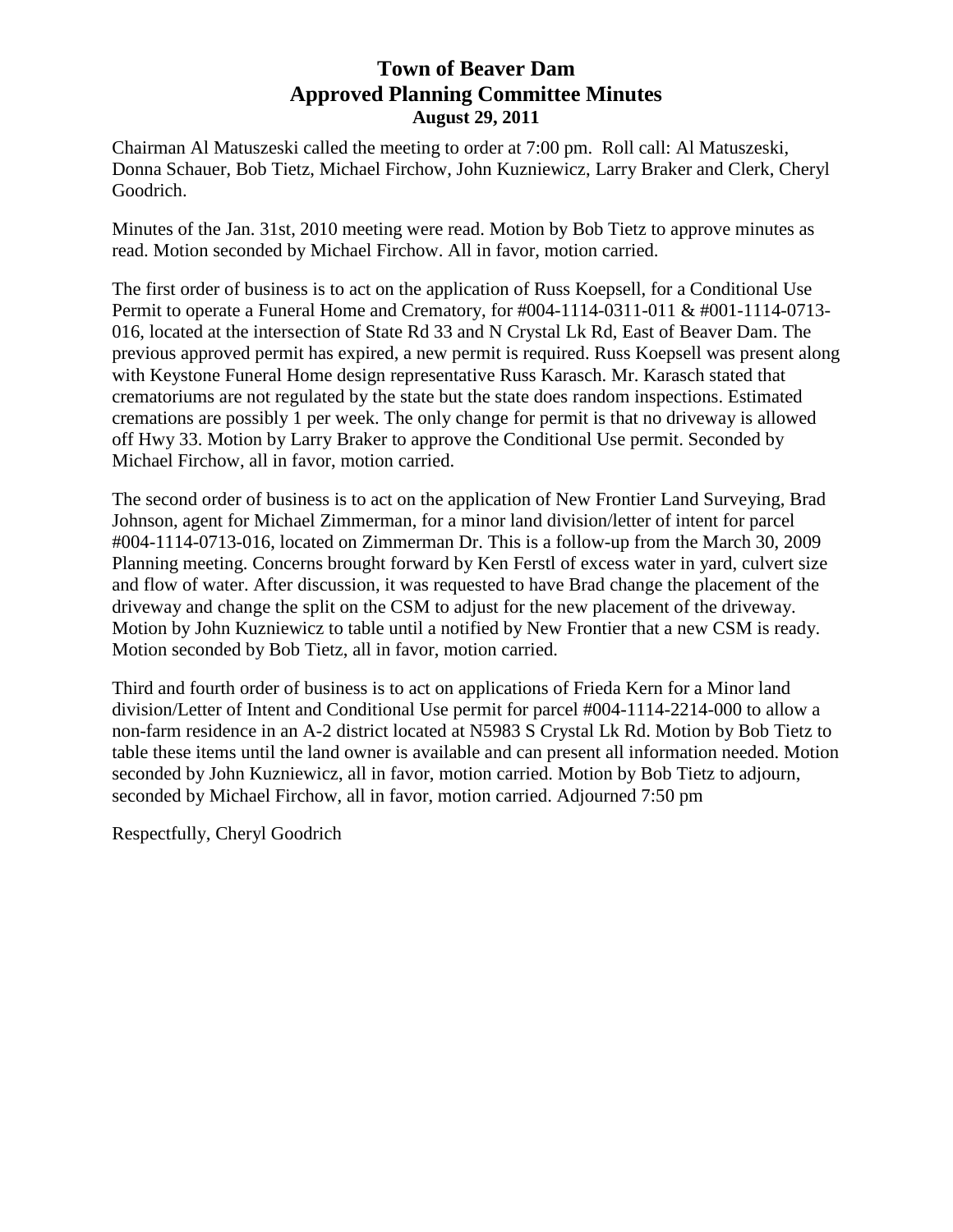# Town of Beaver Dam
## Approved Planning Committee Minutes
### August 29, 2011

Chairman Al Matuszeski called the meeting to order at 7:00 pm. Roll call: Al Matuszeski, Donna Schauer, Bob Tietz, Michael Firchow, John Kuzniewicz, Larry Braker and Clerk, Cheryl Goodrich.

Minutes of the Jan. 31st, 2010 meeting were read. Motion by Bob Tietz to approve minutes as read. Motion seconded by Michael Firchow. All in favor, motion carried.

The first order of business is to act on the application of Russ Koepsell, for a Conditional Use Permit to operate a Funeral Home and Crematory, for #004-1114-0311-011 & #001-1114-0713-016, located at the intersection of State Rd 33 and N Crystal Lk Rd, East of Beaver Dam. The previous approved permit has expired, a new permit is required. Russ Koepsell was present along with Keystone Funeral Home design representative Russ Karasch. Mr. Karasch stated that crematoriums are not regulated by the state but the state does random inspections. Estimated cremations are possibly 1 per week. The only change for permit is that no driveway is allowed off Hwy 33. Motion by Larry Braker to approve the Conditional Use permit. Seconded by Michael Firchow, all in favor, motion carried.

The second order of business is to act on the application of New Frontier Land Surveying, Brad Johnson, agent for Michael Zimmerman, for a minor land division/letter of intent for parcel #004-1114-0713-016, located on Zimmerman Dr. This is a follow-up from the March 30, 2009 Planning meeting. Concerns brought forward by Ken Ferstl of excess water in yard, culvert size and flow of water. After discussion, it was requested to have Brad change the placement of the driveway and change the split on the CSM to adjust for the new placement of the driveway. Motion by John Kuzniewicz to table until a notified by New Frontier that a new CSM is ready. Motion seconded by Bob Tietz, all in favor, motion carried.

Third and fourth order of business is to act on applications of Frieda Kern for a Minor land division/Letter of Intent and Conditional Use permit for parcel #004-1114-2214-000 to allow a non-farm residence in an A-2 district located at N5983 S Crystal Lk Rd. Motion by Bob Tietz to table these items until the land owner is available and can present all information needed. Motion seconded by John Kuzniewicz, all in favor, motion carried. Motion by Bob Tietz to adjourn, seconded by Michael Firchow, all in favor, motion carried. Adjourned 7:50 pm

Respectfully, Cheryl Goodrich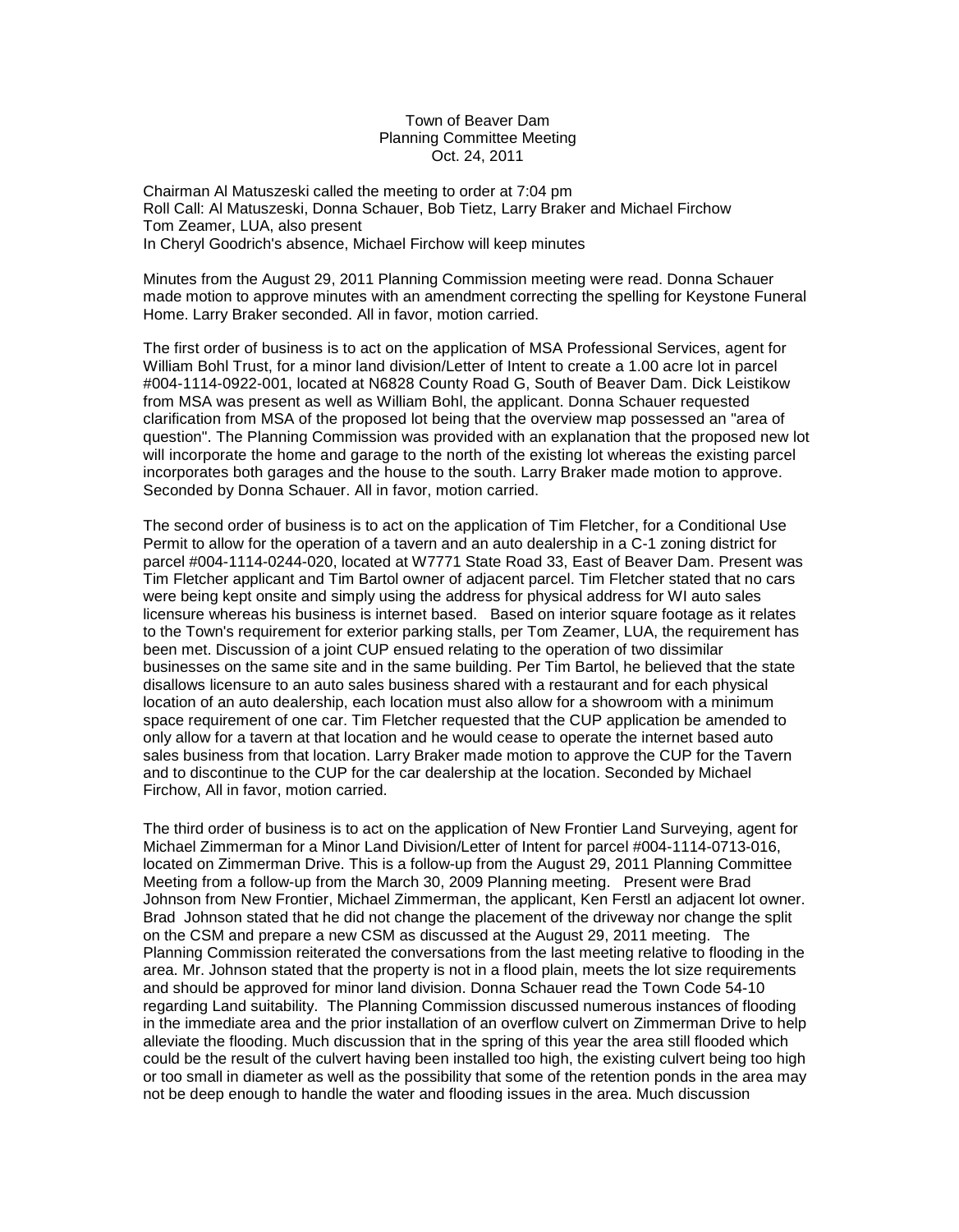Town of Beaver Dam
Planning Committee Meeting
Oct. 24, 2011

Chairman Al Matuszeski called the meeting to order at 7:04 pm
Roll Call: Al Matuszeski, Donna Schauer, Bob Tietz, Larry Braker and Michael Firchow
Tom Zeamer, LUA, also present
In Cheryl Goodrich's absence, Michael Firchow will keep minutes

Minutes from the August 29, 2011 Planning Commission meeting were read. Donna Schauer made motion to approve minutes with an amendment correcting the spelling for Keystone Funeral Home. Larry Braker seconded. All in favor, motion carried.

The first order of business is to act on the application of MSA Professional Services, agent for William Bohl Trust, for a minor land division/Letter of Intent to create a 1.00 acre lot in parcel #004-1114-0922-001, located at N6828 County Road G, South of Beaver Dam. Dick Leistikow from MSA was present as well as William Bohl, the applicant. Donna Schauer requested clarification from MSA of the proposed lot being that the overview map possessed an "area of question". The Planning Commission was provided with an explanation that the proposed new lot will incorporate the home and garage to the north of the existing lot whereas the existing parcel incorporates both garages and the house to the south. Larry Braker made motion to approve. Seconded by Donna Schauer. All in favor, motion carried.

The second order of business is to act on the application of Tim Fletcher, for a Conditional Use Permit to allow for the operation of a tavern and an auto dealership in a C-1 zoning district for parcel #004-1114-0244-020, located at W7771 State Road 33, East of Beaver Dam. Present was Tim Fletcher applicant and Tim Bartol owner of adjacent parcel. Tim Fletcher stated that no cars were being kept onsite and simply using the address for physical address for WI auto sales licensure whereas his business is internet based. Based on interior square footage as it relates to the Town's requirement for exterior parking stalls, per Tom Zeamer, LUA, the requirement has been met. Discussion of a joint CUP ensued relating to the operation of two dissimilar businesses on the same site and in the same building. Per Tim Bartol, he believed that the state disallows licensure to an auto sales business shared with a restaurant and for each physical location of an auto dealership, each location must also allow for a showroom with a minimum space requirement of one car. Tim Fletcher requested that the CUP application be amended to only allow for a tavern at that location and he would cease to operate the internet based auto sales business from that location. Larry Braker made motion to approve the CUP for the Tavern and to discontinue to the CUP for the car dealership at the location. Seconded by Michael Firchow, All in favor, motion carried.

The third order of business is to act on the application of New Frontier Land Surveying, agent for Michael Zimmerman for a Minor Land Division/Letter of Intent for parcel #004-1114-0713-016, located on Zimmerman Drive. This is a follow-up from the August 29, 2011 Planning Committee Meeting from a follow-up from the March 30, 2009 Planning meeting. Present were Brad Johnson from New Frontier, Michael Zimmerman, the applicant, Ken Ferstl an adjacent lot owner. Brad Johnson stated that he did not change the placement of the driveway nor change the split on the CSM and prepare a new CSM as discussed at the August 29, 2011 meeting. The Planning Commission reiterated the conversations from the last meeting relative to flooding in the area. Mr. Johnson stated that the property is not in a flood plain, meets the lot size requirements and should be approved for minor land division. Donna Schauer read the Town Code 54-10 regarding Land suitability. The Planning Commission discussed numerous instances of flooding in the immediate area and the prior installation of an overflow culvert on Zimmerman Drive to help alleviate the flooding. Much discussion that in the spring of this year the area still flooded which could be the result of the culvert having been installed too high, the existing culvert being too high or too small in diameter as well as the possibility that some of the retention ponds in the area may not be deep enough to handle the water and flooding issues in the area. Much discussion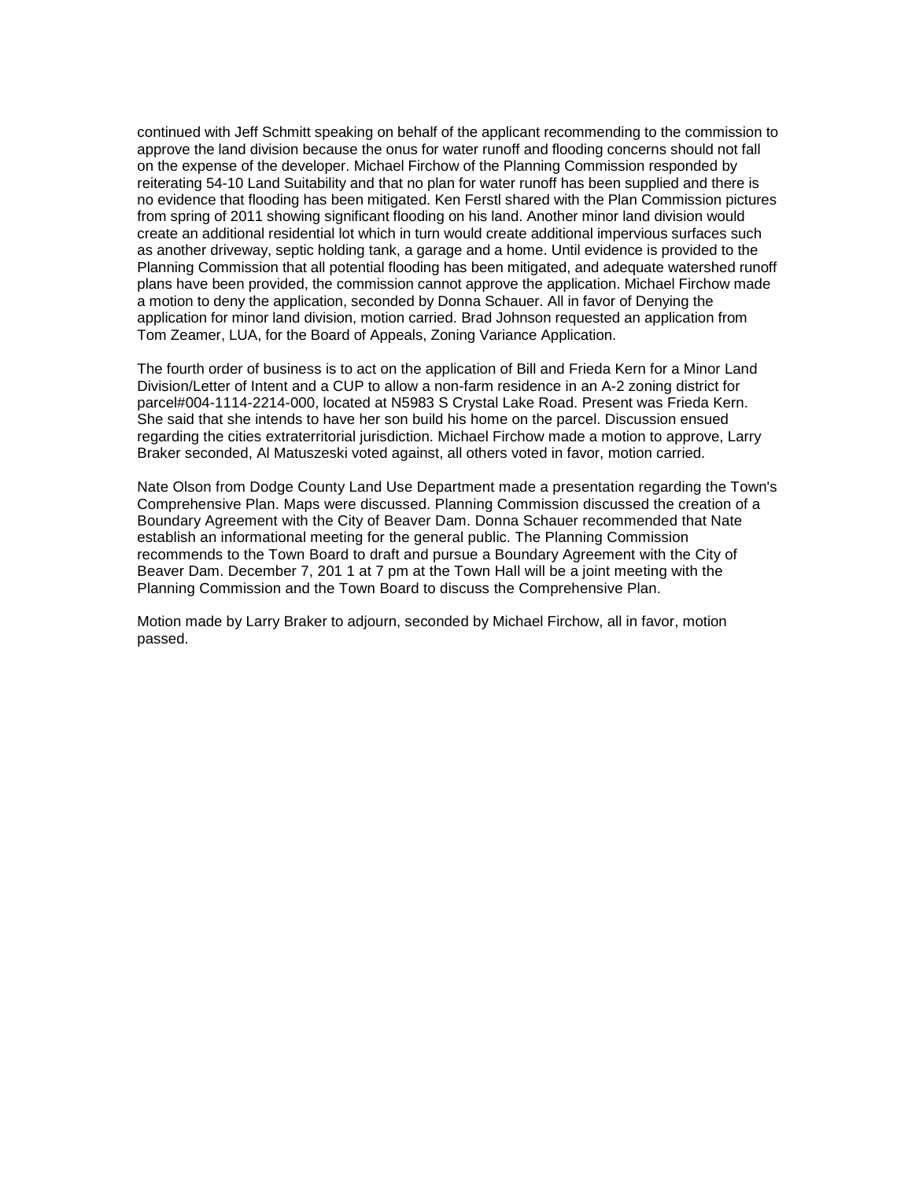continued with Jeff Schmitt speaking on behalf of the applicant recommending to the commission to approve the land division because the onus for water runoff and flooding concerns should not fall on the expense of the developer. Michael Firchow of the Planning Commission responded by reiterating 54-10 Land Suitability and that no plan for water runoff has been supplied and there is no evidence that flooding has been mitigated. Ken Ferstl shared with the Plan Commission pictures from spring of 2011 showing significant flooding on his land. Another minor land division would create an additional residential lot which in turn would create additional impervious surfaces such as another driveway, septic holding tank, a garage and a home. Until evidence is provided to the Planning Commission that all potential flooding has been mitigated, and adequate watershed runoff plans have been provided, the commission cannot approve the application. Michael Firchow made a motion to deny the application, seconded by Donna Schauer. All in favor of Denying the application for minor land division, motion carried. Brad Johnson requested an application from Tom Zeamer, LUA, for the Board of Appeals, Zoning Variance Application.

The fourth order of business is to act on the application of Bill and Frieda Kern for a Minor Land Division/Letter of Intent and a CUP to allow a non-farm residence in an A-2 zoning district for parcel#004-1114-2214-000, located at N5983 S Crystal Lake Road. Present was Frieda Kern. She said that she intends to have her son build his home on the parcel. Discussion ensued regarding the cities extraterritorial jurisdiction. Michael Firchow made a motion to approve, Larry Braker seconded, Al Matuszeski voted against, all others voted in favor, motion carried.

Nate Olson from Dodge County Land Use Department made a presentation regarding the Town's Comprehensive Plan. Maps were discussed. Planning Commission discussed the creation of a Boundary Agreement with the City of Beaver Dam. Donna Schauer recommended that Nate establish an informational meeting for the general public. The Planning Commission recommends to the Town Board to draft and pursue a Boundary Agreement with the City of Beaver Dam. December 7, 201 1 at 7 pm at the Town Hall will be a joint meeting with the Planning Commission and the Town Board to discuss the Comprehensive Plan.

Motion made by Larry Braker to adjourn, seconded by Michael Firchow, all in favor, motion passed.